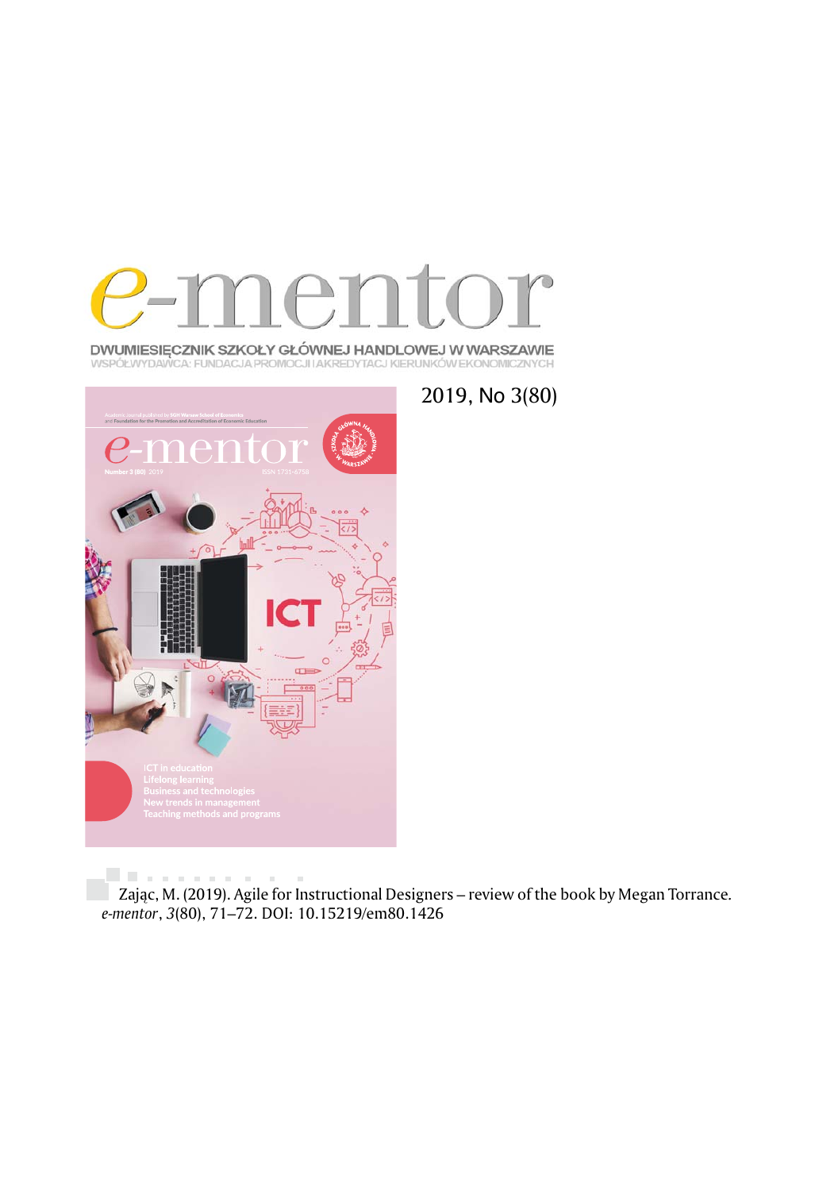# e-mentor

DWUMIESIĘCZNIK SZKOŁY GŁÓWNEJ HANDLOWEJ W WARSZAWIE
WSPÓŁWYDAWCA: FUNDACJA PROMOCJI I AKREDYTACJI KIERUNKÓW EKONOMICZNYCH

2019, No 3(80)

Zając, M. (2019). Agile for Instructional Designers – review of the book by Megan Torrance. *e-mentor*, *3*(80), 71–72. DOI: 10.15219/em80.1426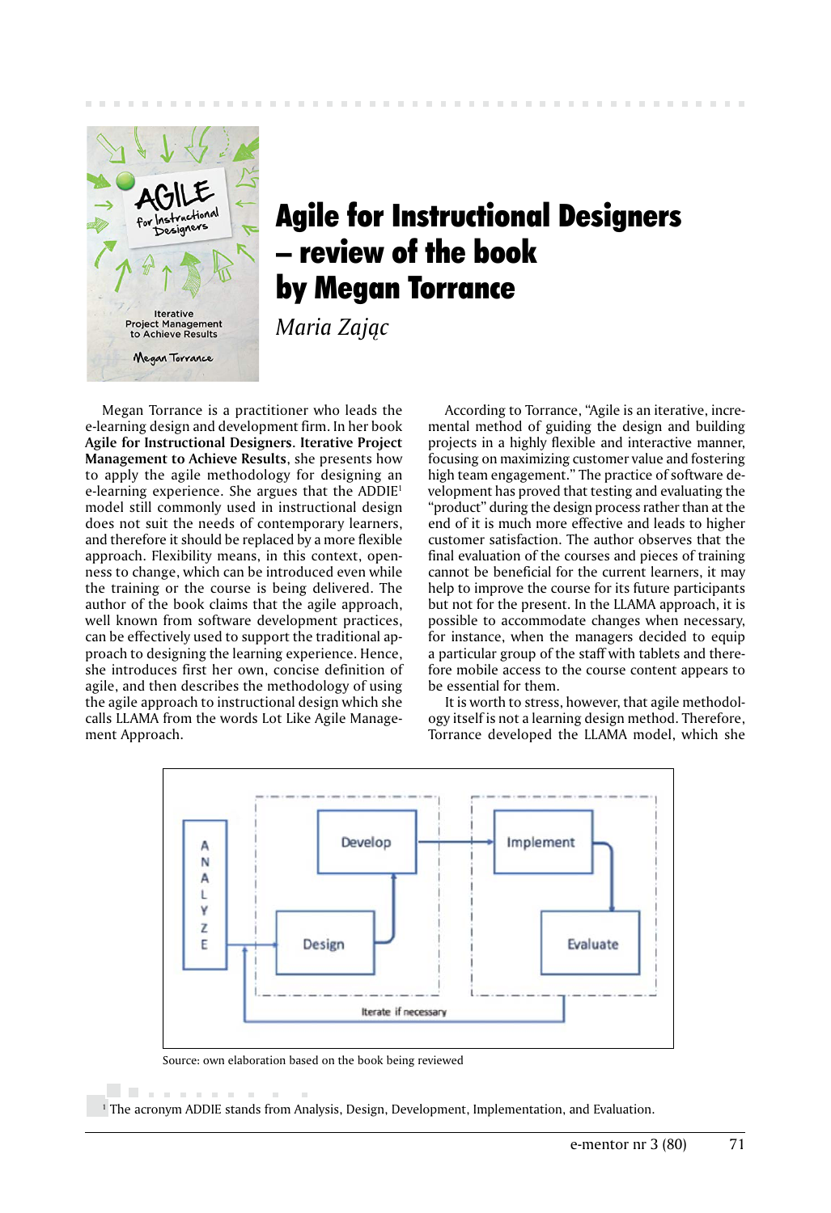# Agile for Instructional Designers – review of the book by Megan Torrance

*Maria Zając*

Megan Torrance is a practitioner who leads the e-learning design and development firm. In her book **Agile for Instructional Designers. Iterative Project Management to Achieve Results**, she presents how to apply the agile methodology for designing an e-learning experience. She argues that the ADDIE[1] model still commonly used in instructional design does not suit the needs of contemporary learners, and therefore it should be replaced by a more flexible approach. Flexibility means, in this context, openness to change, which can be introduced even while the training or the course is being delivered. The author of the book claims that the agile approach, well known from software development practices, can be effectively used to support the traditional approach to designing the learning experience. Hence, she introduces first her own, concise definition of agile, and then describes the methodology of using the agile approach to instructional design which she calls LLAMA from the words Lot Like Agile Management Approach.

According to Torrance, "Agile is an iterative, incremental method of guiding the design and building projects in a highly flexible and interactive manner, focusing on maximizing customer value and fostering high team engagement." The practice of software development has proved that testing and evaluating the "product" during the design process rather than at the end of it is much more effective and leads to higher customer satisfaction. The author observes that the final evaluation of the courses and pieces of training cannot be beneficial for the current learners, it may help to improve the course for its future participants but not for the present. In the LLAMA approach, it is possible to accommodate changes when necessary, for instance, when the managers decided to equip a particular group of the staff with tablets and therefore mobile access to the course content appears to be essential for them.

It is worth to stress, however, that agile methodology itself is not a learning design method. Therefore, Torrance developed the LLAMA model, which she

Source: own elaboration based on the book being reviewed

[1] The acronym ADDIE stands from Analysis, Design, Development, Implementation, and Evaluation.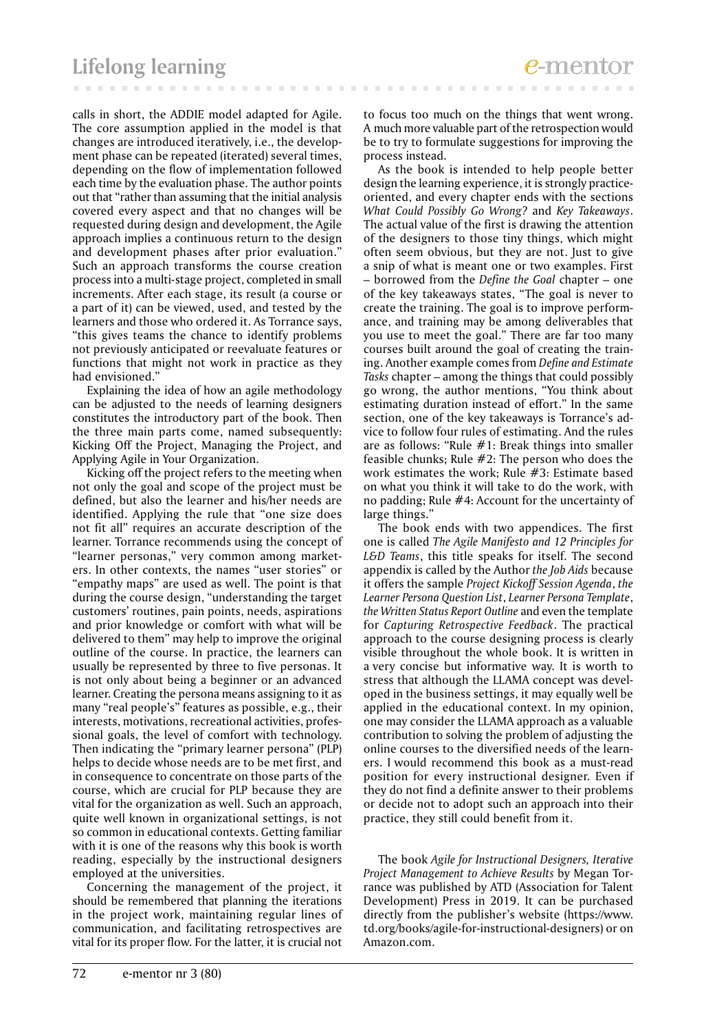calls in short, the ADDIE model adapted for Agile. The core assumption applied in the model is that changes are introduced iteratively, i.e., the development phase can be repeated (iterated) several times, depending on the flow of implementation followed each time by the evaluation phase. The author points out that "rather than assuming that the initial analysis covered every aspect and that no changes will be requested during design and development, the Agile approach implies a continuous return to the design and development phases after prior evaluation." Such an approach transforms the course creation process into a multi-stage project, completed in small increments. After each stage, its result (a course or a part of it) can be viewed, used, and tested by the learners and those who ordered it. As Torrance says, "this gives teams the chance to identify problems not previously anticipated or reevaluate features or functions that might not work in practice as they had envisioned."

Explaining the idea of how an agile methodology can be adjusted to the needs of learning designers constitutes the introductory part of the book. Then the three main parts come, named subsequently: Kicking Off the Project, Managing the Project, and Applying Agile in Your Organization.

Kicking off the project refers to the meeting when not only the goal and scope of the project must be defined, but also the learner and his/her needs are identified. Applying the rule that "one size does not fit all" requires an accurate description of the learner. Torrance recommends using the concept of "learner personas," very common among marketers. In other contexts, the names "user stories" or "empathy maps" are used as well. The point is that during the course design, "understanding the target customers' routines, pain points, needs, aspirations and prior knowledge or comfort with what will be delivered to them" may help to improve the original outline of the course. In practice, the learners can usually be represented by three to five personas. It is not only about being a beginner or an advanced learner. Creating the persona means assigning to it as many "real people's" features as possible, e.g., their interests, motivations, recreational activities, professional goals, the level of comfort with technology. Then indicating the "primary learner persona" (PLP) helps to decide whose needs are to be met first, and in consequence to concentrate on those parts of the course, which are crucial for PLP because they are vital for the organization as well. Such an approach, quite well known in organizational settings, is not so common in educational contexts. Getting familiar with it is one of the reasons why this book is worth reading, especially by the instructional designers employed at the universities.

Concerning the management of the project, it should be remembered that planning the iterations in the project work, maintaining regular lines of communication, and facilitating retrospectives are vital for its proper flow. For the latter, it is crucial not to focus too much on the things that went wrong. A much more valuable part of the retrospection would be to try to formulate suggestions for improving the process instead.

As the book is intended to help people better design the learning experience, it is strongly practice-oriented, and every chapter ends with the sections *What Could Possibly Go Wrong?* and *Key Takeaways*. The actual value of the first is drawing the attention of the designers to those tiny things, which might often seem obvious, but they are not. Just to give a snip of what is meant one or two examples. First – borrowed from the *Define the Goal* chapter – one of the key takeaways states, "The goal is never to create the training. The goal is to improve performance, and training may be among deliverables that you use to meet the goal." There are far too many courses built around the goal of creating the training. Another example comes from *Define and Estimate Tasks* chapter – among the things that could possibly go wrong, the author mentions, "You think about estimating duration instead of effort." In the same section, one of the key takeaways is Torrance's advice to follow four rules of estimating. And the rules are as follows: "Rule #1: Break things into smaller feasible chunks; Rule #2: The person who does the work estimates the work; Rule #3: Estimate based on what you think it will take to do the work, with no padding; Rule #4: Account for the uncertainty of large things."

The book ends with two appendices. The first one is called *The Agile Manifesto and 12 Principles for L&D Teams*, this title speaks for itself. The second appendix is called by the Author *the Job Aids* because it offers the sample *Project Kickoff Session Agenda*, *the Learner Persona Question List*, *Learner Persona Template*, *the Written Status Report Outline* and even the template for *Capturing Retrospective Feedback*. The practical approach to the course designing process is clearly visible throughout the whole book. It is written in a very concise but informative way. It is worth to stress that although the LLAMA concept was developed in the business settings, it may equally well be applied in the educational context. In my opinion, one may consider the LLAMA approach as a valuable contribution to solving the problem of adjusting the online courses to the diversified needs of the learners. I would recommend this book as a must-read position for every instructional designer. Even if they do not find a definite answer to their problems or decide not to adopt such an approach into their practice, they still could benefit from it.

The book *Agile for Instructional Designers, Iterative Project Management to Achieve Results* by Megan Torrance was published by ATD (Association for Talent Development) Press in 2019. It can be purchased directly from the publisher's website (https://www.td.org/books/agile-for-instructional-designers) or on Amazon.com.